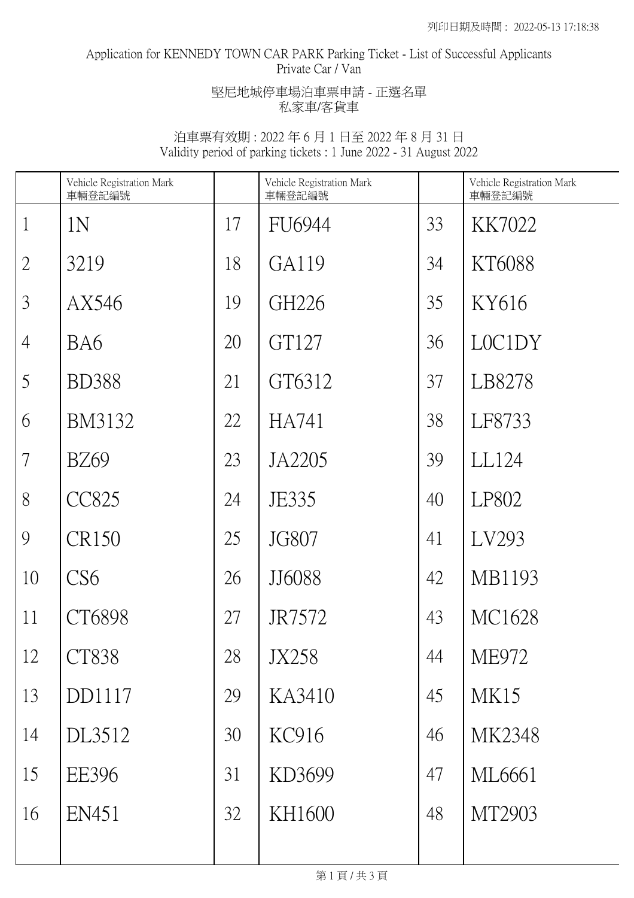列印日期及時間： 2022-05-13 17:18:38

Application for KENNEDY TOWN CAR PARK Parking Ticket - List of Successful Applicants
Private Car / Van

堅尼地城停車場泊車票申請 - 正選名單
私家車/客貨車

泊車票有效期 : 2022 年 6 月 1 日至 2022 年 8 月 31 日
Validity period of parking tickets : 1 June 2022 - 31 August 2022

| | Vehicle Registration Mark 車輛登記編號 | | Vehicle Registration Mark 車輛登記編號 | | Vehicle Registration Mark 車輛登記編號 |
|---|---|---|---|---|---|
| 1 | 1N | 17 | FU6944 | 33 | KK7022 |
| 2 | 3219 | 18 | GA119 | 34 | KT6088 |
| 3 | AX546 | 19 | GH226 | 35 | KY616 |
| 4 | BA6 | 20 | GT127 | 36 | L0C1DY |
| 5 | BD388 | 21 | GT6312 | 37 | LB8278 |
| 6 | BM3132 | 22 | HA741 | 38 | LF8733 |
| 7 | BZ69 | 23 | JA2205 | 39 | LL124 |
| 8 | CC825 | 24 | JE335 | 40 | LP802 |
| 9 | CR150 | 25 | JG807 | 41 | LV293 |
| 10 | CS6 | 26 | JJ6088 | 42 | MB1193 |
| 11 | CT6898 | 27 | JR7572 | 43 | MC1628 |
| 12 | CT838 | 28 | JX258 | 44 | ME972 |
| 13 | DD1117 | 29 | KA3410 | 45 | MK15 |
| 14 | DL3512 | 30 | KC916 | 46 | MK2348 |
| 15 | EE396 | 31 | KD3699 | 47 | ML6661 |
| 16 | EN451 | 32 | KH1600 | 48 | MT2903 |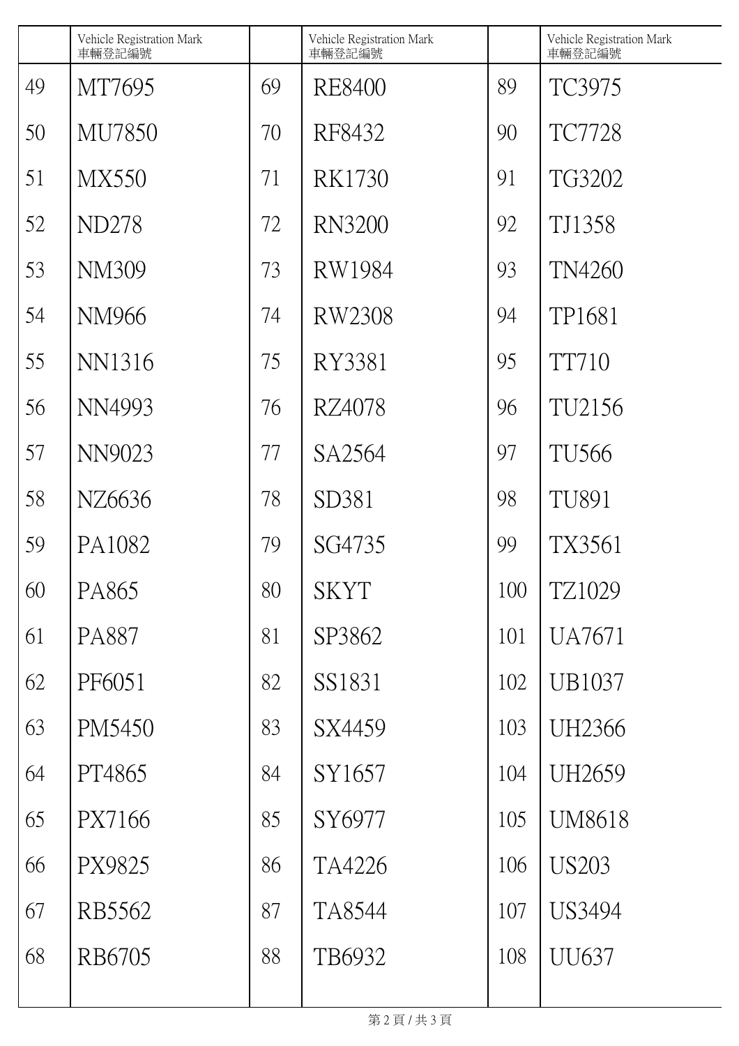|  | Vehicle Registration Mark 車輛登記編號 |  | Vehicle Registration Mark 車輛登記編號 |  | Vehicle Registration Mark 車輛登記編號 |
|---|---|---|---|---|---|
| 49 | MT7695 | 69 | RE8400 | 89 | TC3975 |
| 50 | MU7850 | 70 | RF8432 | 90 | TC7728 |
| 51 | MX550 | 71 | RK1730 | 91 | TG3202 |
| 52 | ND278 | 72 | RN3200 | 92 | TJ1358 |
| 53 | NM309 | 73 | RW1984 | 93 | TN4260 |
| 54 | NM966 | 74 | RW2308 | 94 | TP1681 |
| 55 | NN1316 | 75 | RY3381 | 95 | TT710 |
| 56 | NN4993 | 76 | RZ4078 | 96 | TU2156 |
| 57 | NN9023 | 77 | SA2564 | 97 | TU566 |
| 58 | NZ6636 | 78 | SD381 | 98 | TU891 |
| 59 | PA1082 | 79 | SG4735 | 99 | TX3561 |
| 60 | PA865 | 80 | SKYT | 100 | TZ1029 |
| 61 | PA887 | 81 | SP3862 | 101 | UA7671 |
| 62 | PF6051 | 82 | SS1831 | 102 | UB1037 |
| 63 | PM5450 | 83 | SX4459 | 103 | UH2366 |
| 64 | PT4865 | 84 | SY1657 | 104 | UH2659 |
| 65 | PX7166 | 85 | SY6977 | 105 | UM8618 |
| 66 | PX9825 | 86 | TA4226 | 106 | US203 |
| 67 | RB5562 | 87 | TA8544 | 107 | US3494 |
| 68 | RB6705 | 88 | TB6932 | 108 | UU637 |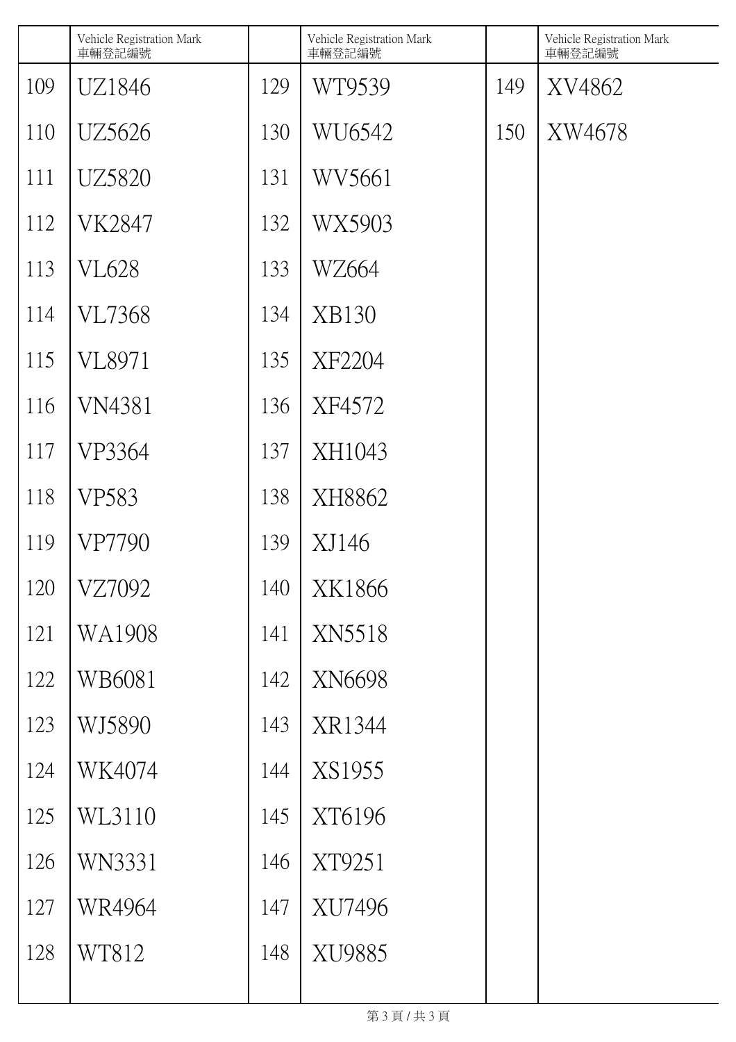| | Vehicle Registration Mark 車輛登記編號 | | Vehicle Registration Mark 車輛登記編號 | | Vehicle Registration Mark 車輛登記編號 |
|---|---|---|---|---|---|
| 109 | UZ1846 | 129 | WT9539 | 149 | XV4862 |
| 110 | UZ5626 | 130 | WU6542 | 150 | XW4678 |
| 111 | UZ5820 | 131 | WV5661 | | |
| 112 | VK2847 | 132 | WX5903 | | |
| 113 | VL628 | 133 | WZ664 | | |
| 114 | VL7368 | 134 | XB130 | | |
| 115 | VL8971 | 135 | XF2204 | | |
| 116 | VN4381 | 136 | XF4572 | | |
| 117 | VP3364 | 137 | XH1043 | | |
| 118 | VP583 | 138 | XH8862 | | |
| 119 | VP7790 | 139 | XJ146 | | |
| 120 | VZ7092 | 140 | XK1866 | | |
| 121 | WA1908 | 141 | XN5518 | | |
| 122 | WB6081 | 142 | XN6698 | | |
| 123 | WJ5890 | 143 | XR1344 | | |
| 124 | WK4074 | 144 | XS1955 | | |
| 125 | WL3110 | 145 | XT6196 | | |
| 126 | WN3331 | 146 | XT9251 | | |
| 127 | WR4964 | 147 | XU7496 | | |
| 128 | WT812 | 148 | XU9885 | | |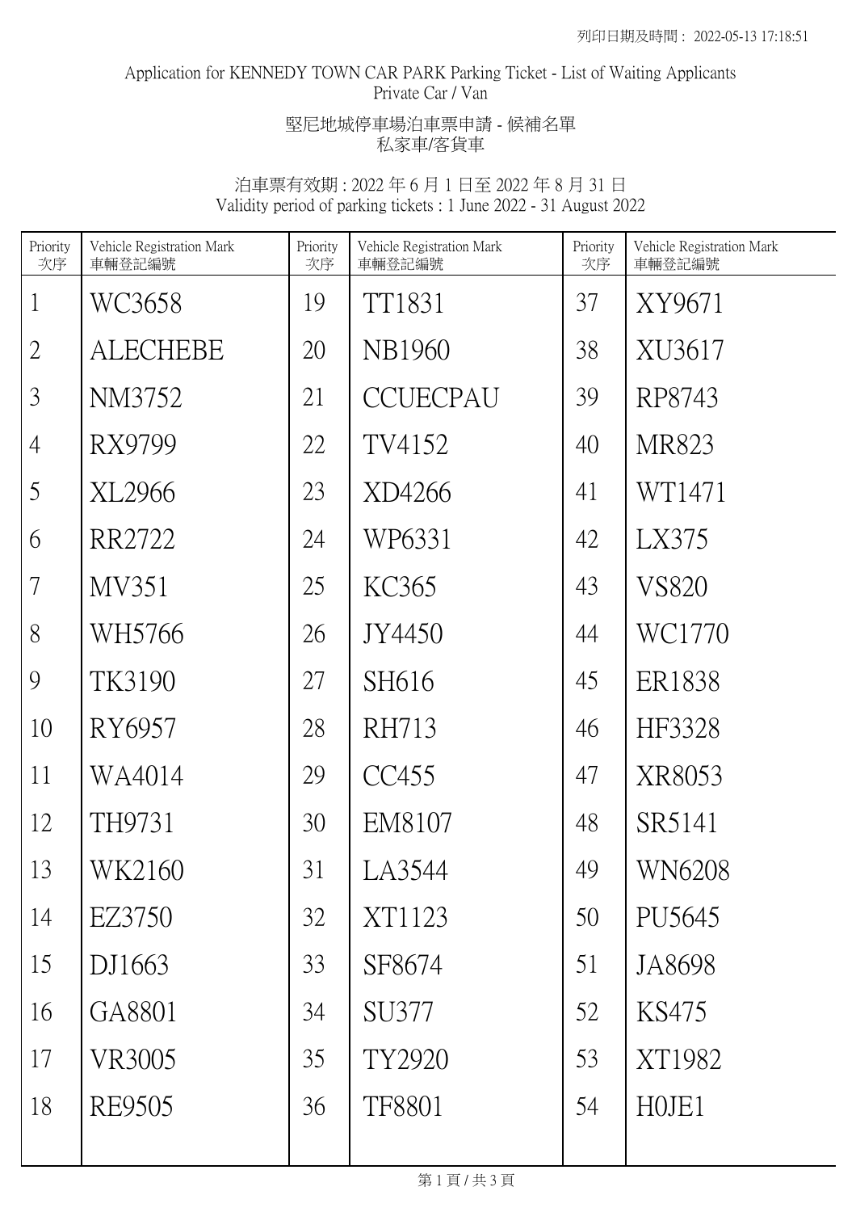Application for KENNEDY TOWN CAR PARK Parking Ticket - List of Waiting Applicants
Private Car / Van

堅尼地城停車場泊車票申請 - 候補名單
私家車/客貨車

泊車票有效期 : 2022 年 6 月 1 日至 2022 年 8 月 31 日
Validity period of parking tickets : 1 June 2022 - 31 August 2022

| Priority 次序 | Vehicle Registration Mark 車輛登記編號 | Priority 次序 | Vehicle Registration Mark 車輛登記編號 | Priority 次序 | Vehicle Registration Mark 車輛登記編號 |
|---|---|---|---|---|---|
| 1 | WC3658 | 19 | TT1831 | 37 | XY9671 |
| 2 | ALECHEBE | 20 | NB1960 | 38 | XU3617 |
| 3 | NM3752 | 21 | CCUECPAU | 39 | RP8743 |
| 4 | RX9799 | 22 | TV4152 | 40 | MR823 |
| 5 | XL2966 | 23 | XD4266 | 41 | WT1471 |
| 6 | RR2722 | 24 | WP6331 | 42 | LX375 |
| 7 | MV351 | 25 | KC365 | 43 | VS820 |
| 8 | WH5766 | 26 | JY4450 | 44 | WC1770 |
| 9 | TK3190 | 27 | SH616 | 45 | ER1838 |
| 10 | RY6957 | 28 | RH713 | 46 | HF3328 |
| 11 | WA4014 | 29 | CC455 | 47 | XR8053 |
| 12 | TH9731 | 30 | EM8107 | 48 | SR5141 |
| 13 | WK2160 | 31 | LA3544 | 49 | WN6208 |
| 14 | EZ3750 | 32 | XT1123 | 50 | PU5645 |
| 15 | DJ1663 | 33 | SF8674 | 51 | JA8698 |
| 16 | GA8801 | 34 | SU377 | 52 | KS475 |
| 17 | VR3005 | 35 | TY2920 | 53 | XT1982 |
| 18 | RE9505 | 36 | TF8801 | 54 | H0JE1 |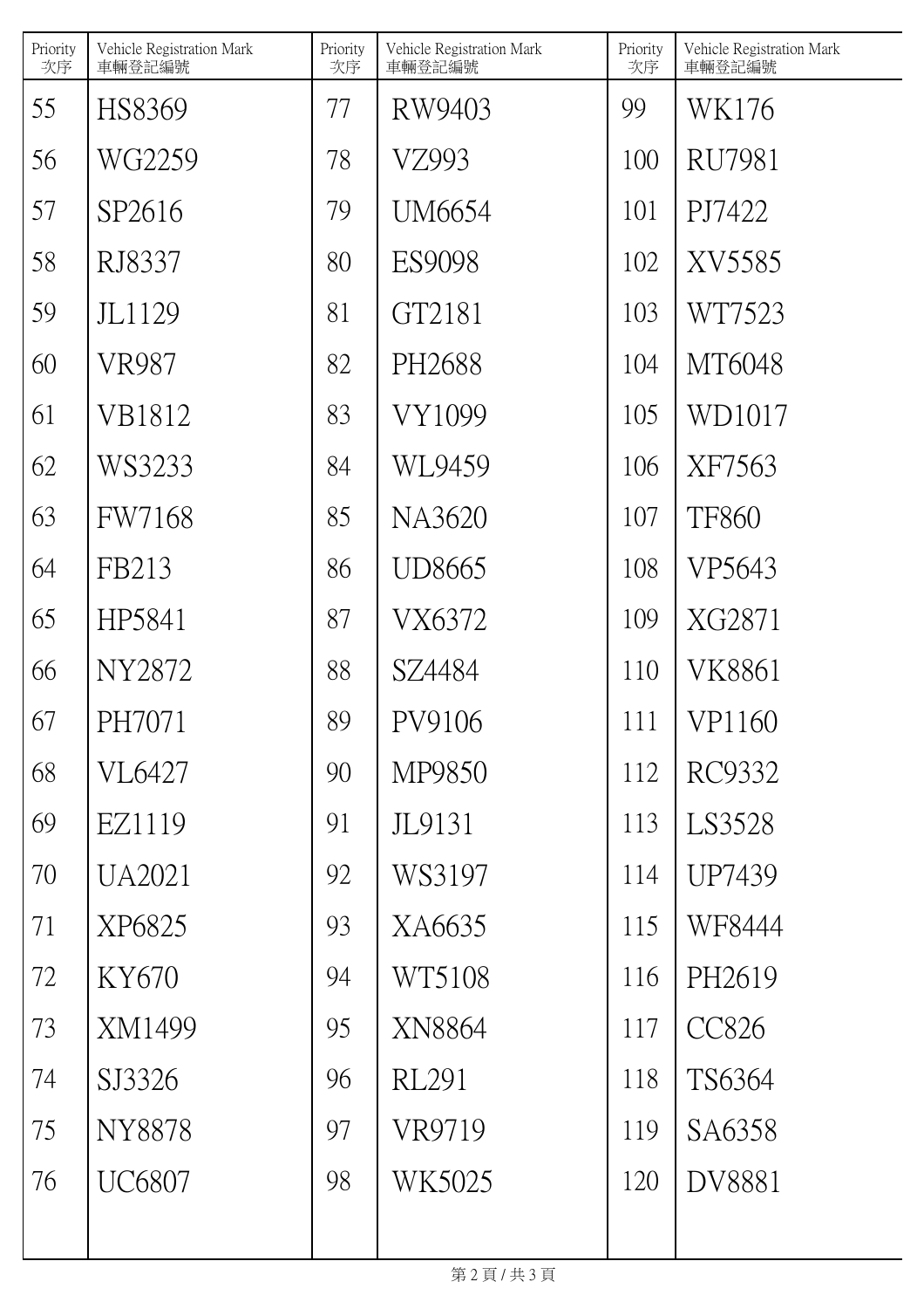| Priority 次序 | Vehicle Registration Mark 車輛登記編號 | Priority 次序 | Vehicle Registration Mark 車輛登記編號 | Priority 次序 | Vehicle Registration Mark 車輛登記編號 |
|---|---|---|---|---|---|
| 55 | HS8369 | 77 | RW9403 | 99 | WK176 |
| 56 | WG2259 | 78 | VZ993 | 100 | RU7981 |
| 57 | SP2616 | 79 | UM6654 | 101 | PJ7422 |
| 58 | RJ8337 | 80 | ES9098 | 102 | XV5585 |
| 59 | JL1129 | 81 | GT2181 | 103 | WT7523 |
| 60 | VR987 | 82 | PH2688 | 104 | MT6048 |
| 61 | VB1812 | 83 | VY1099 | 105 | WD1017 |
| 62 | WS3233 | 84 | WL9459 | 106 | XF7563 |
| 63 | FW7168 | 85 | NA3620 | 107 | TF860 |
| 64 | FB213 | 86 | UD8665 | 108 | VP5643 |
| 65 | HP5841 | 87 | VX6372 | 109 | XG2871 |
| 66 | NY2872 | 88 | SZ4484 | 110 | VK8861 |
| 67 | PH7071 | 89 | PV9106 | 111 | VP1160 |
| 68 | VL6427 | 90 | MP9850 | 112 | RC9332 |
| 69 | EZ1119 | 91 | JL9131 | 113 | LS3528 |
| 70 | UA2021 | 92 | WS3197 | 114 | UP7439 |
| 71 | XP6825 | 93 | XA6635 | 115 | WF8444 |
| 72 | KY670 | 94 | WT5108 | 116 | PH2619 |
| 73 | XM1499 | 95 | XN8864 | 117 | CC826 |
| 74 | SJ3326 | 96 | RL291 | 118 | TS6364 |
| 75 | NY8878 | 97 | VR9719 | 119 | SA6358 |
| 76 | UC6807 | 98 | WK5025 | 120 | DV8881 |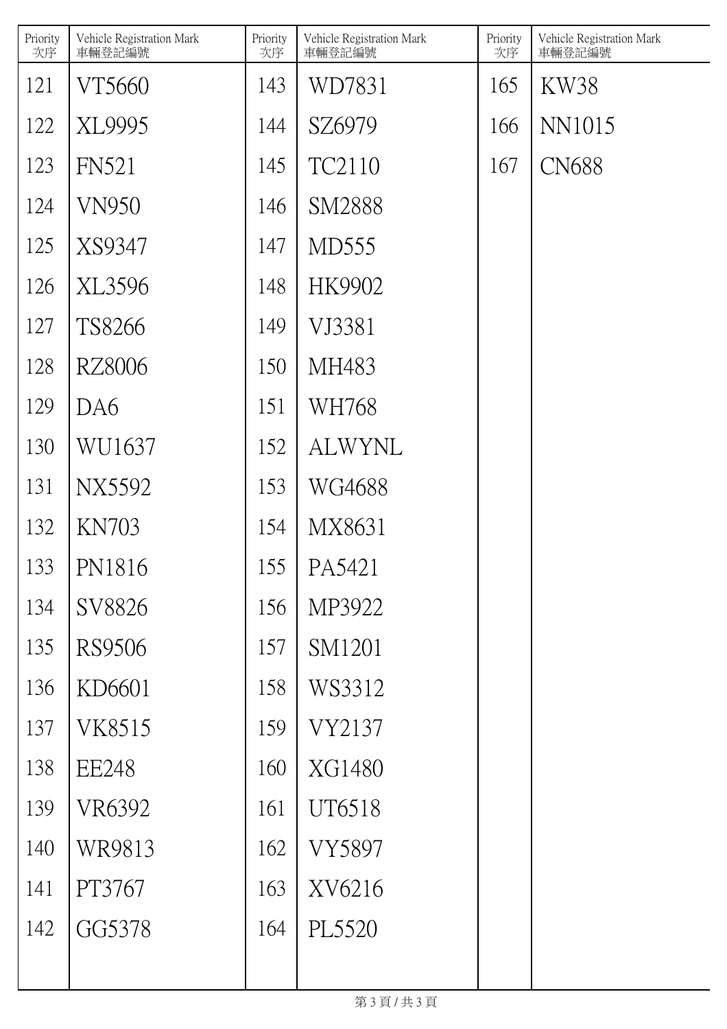| Priority 次序 | Vehicle Registration Mark 車輛登記編號 | Priority 次序 | Vehicle Registration Mark 車輛登記編號 | Priority 次序 | Vehicle Registration Mark 車輛登記編號 |
|---|---|---|---|---|---|
| 121 | VT5660 | 143 | WD7831 | 165 | KW38 |
| 122 | XL9995 | 144 | SZ6979 | 166 | NN1015 |
| 123 | FN521 | 145 | TC2110 | 167 | CN688 |
| 124 | VN950 | 146 | SM2888 | | |
| 125 | XS9347 | 147 | MD555 | | |
| 126 | XL3596 | 148 | HK9902 | | |
| 127 | TS8266 | 149 | VJ3381 | | |
| 128 | RZ8006 | 150 | MH483 | | |
| 129 | DA6 | 151 | WH768 | | |
| 130 | WU1637 | 152 | ALWYNL | | |
| 131 | NX5592 | 153 | WG4688 | | |
| 132 | KN703 | 154 | MX8631 | | |
| 133 | PN1816 | 155 | PA5421 | | |
| 134 | SV8826 | 156 | MP3922 | | |
| 135 | RS9506 | 157 | SM1201 | | |
| 136 | KD6601 | 158 | WS3312 | | |
| 137 | VK8515 | 159 | VY2137 | | |
| 138 | EE248 | 160 | XG1480 | | |
| 139 | VR6392 | 161 | UT6518 | | |
| 140 | WR9813 | 162 | VY5897 | | |
| 141 | PT3767 | 163 | XV6216 | | |
| 142 | GG5378 | 164 | PL5520 | | |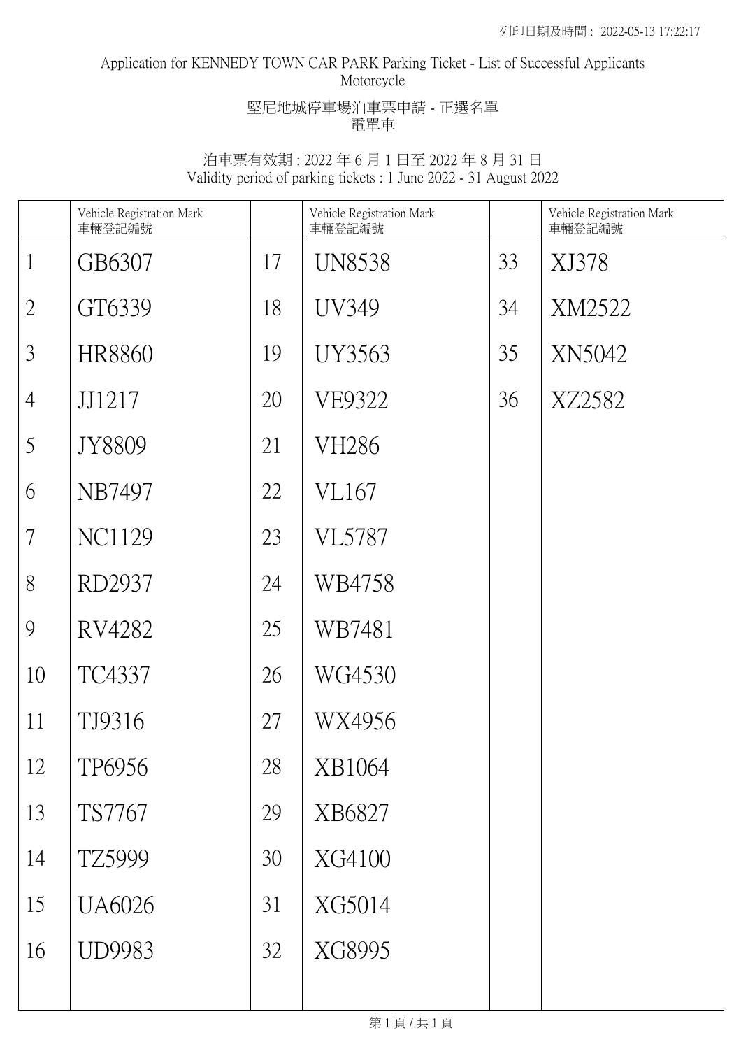Application for KENNEDY TOWN CAR PARK Parking Ticket - List of Successful Applicants
Motorcycle

堅尼地城停車場泊車票申請 - 正選名單
電單車

泊車票有效期 : 2022 年 6 月 1 日至 2022 年 8 月 31 日
Validity period of parking tickets : 1 June 2022 - 31 August 2022

| | Vehicle Registration Mark 車輛登記編號 | | Vehicle Registration Mark 車輛登記編號 | | Vehicle Registration Mark 車輛登記編號 |
|---|---|---|---|---|---|
| 1 | GB6307 | 17 | UN8538 | 33 | XJ378 |
| 2 | GT6339 | 18 | UV349 | 34 | XM2522 |
| 3 | HR8860 | 19 | UY3563 | 35 | XN5042 |
| 4 | JJ1217 | 20 | VE9322 | 36 | XZ2582 |
| 5 | JY8809 | 21 | VH286 | | |
| 6 | NB7497 | 22 | VL167 | | |
| 7 | NC1129 | 23 | VL5787 | | |
| 8 | RD2937 | 24 | WB4758 | | |
| 9 | RV4282 | 25 | WB7481 | | |
| 10 | TC4337 | 26 | WG4530 | | |
| 11 | TJ9316 | 27 | WX4956 | | |
| 12 | TP6956 | 28 | XB1064 | | |
| 13 | TS7767 | 29 | XB6827 | | |
| 14 | TZ5999 | 30 | XG4100 | | |
| 15 | UA6026 | 31 | XG5014 | | |
| 16 | UD9983 | 32 | XG8995 | | |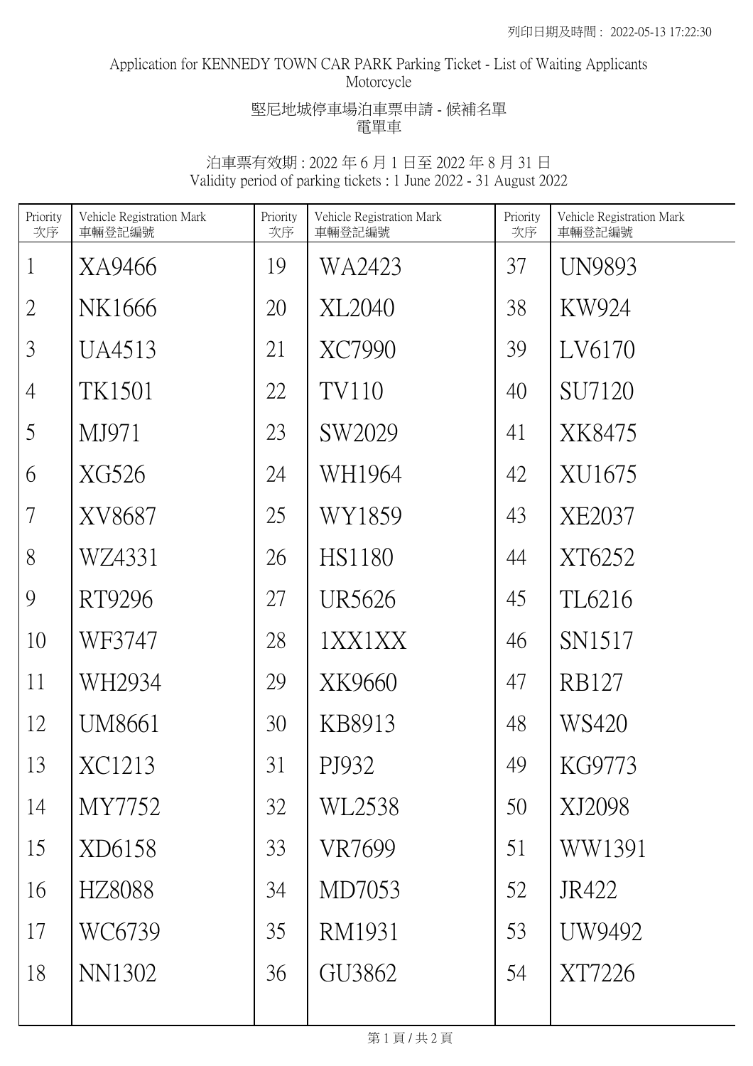Application for KENNEDY TOWN CAR PARK Parking Ticket - List of Waiting Applicants
Motorcycle

堅尼地城停車場泊車票申請 - 候補名單
電單車

泊車票有效期 : 2022 年 6 月 1 日至 2022 年 8 月 31 日
Validity period of parking tickets : 1 June 2022 - 31 August 2022

| Priority 次序 | Vehicle Registration Mark 車輛登記編號 | Priority 次序 | Vehicle Registration Mark 車輛登記編號 | Priority 次序 | Vehicle Registration Mark 車輛登記編號 |
|---|---|---|---|---|---|
| 1 | XA9466 | 19 | WA2423 | 37 | UN9893 |
| 2 | NK1666 | 20 | XL2040 | 38 | KW924 |
| 3 | UA4513 | 21 | XC7990 | 39 | LV6170 |
| 4 | TK1501 | 22 | TV110 | 40 | SU7120 |
| 5 | MJ971 | 23 | SW2029 | 41 | XK8475 |
| 6 | XG526 | 24 | WH1964 | 42 | XU1675 |
| 7 | XV8687 | 25 | WY1859 | 43 | XE2037 |
| 8 | WZ4331 | 26 | HS1180 | 44 | XT6252 |
| 9 | RT9296 | 27 | UR5626 | 45 | TL6216 |
| 10 | WF3747 | 28 | 1XX1XX | 46 | SN1517 |
| 11 | WH2934 | 29 | XK9660 | 47 | RB127 |
| 12 | UM8661 | 30 | KB8913 | 48 | WS420 |
| 13 | XC1213 | 31 | PJ932 | 49 | KG9773 |
| 14 | MY7752 | 32 | WL2538 | 50 | XJ2098 |
| 15 | XD6158 | 33 | VR7699 | 51 | WW1391 |
| 16 | HZ8088 | 34 | MD7053 | 52 | JR422 |
| 17 | WC6739 | 35 | RM1931 | 53 | UW9492 |
| 18 | NN1302 | 36 | GU3862 | 54 | XT7226 |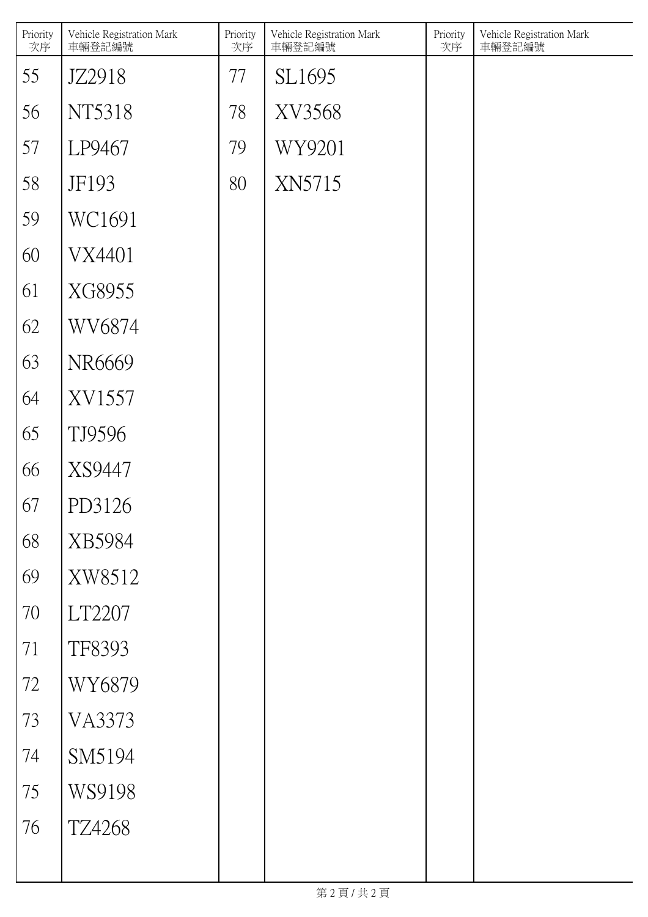| Priority 次序 | Vehicle Registration Mark 車輛登記編號 | Priority 次序 | Vehicle Registration Mark 車輛登記編號 | Priority 次序 | Vehicle Registration Mark 車輛登記編號 |
|---|---|---|---|---|---|
| 55 | JZ2918 | 77 | SL1695 | | |
| 56 | NT5318 | 78 | XV3568 | | |
| 57 | LP9467 | 79 | WY9201 | | |
| 58 | JF193 | 80 | XN5715 | | |
| 59 | WC1691 | | | | |
| 60 | VX4401 | | | | |
| 61 | XG8955 | | | | |
| 62 | WV6874 | | | | |
| 63 | NR6669 | | | | |
| 64 | XV1557 | | | | |
| 65 | TJ9596 | | | | |
| 66 | XS9447 | | | | |
| 67 | PD3126 | | | | |
| 68 | XB5984 | | | | |
| 69 | XW8512 | | | | |
| 70 | LT2207 | | | | |
| 71 | TF8393 | | | | |
| 72 | WY6879 | | | | |
| 73 | VA3373 | | | | |
| 74 | SM5194 | | | | |
| 75 | WS9198 | | | | |
| 76 | TZ4268 | | | | |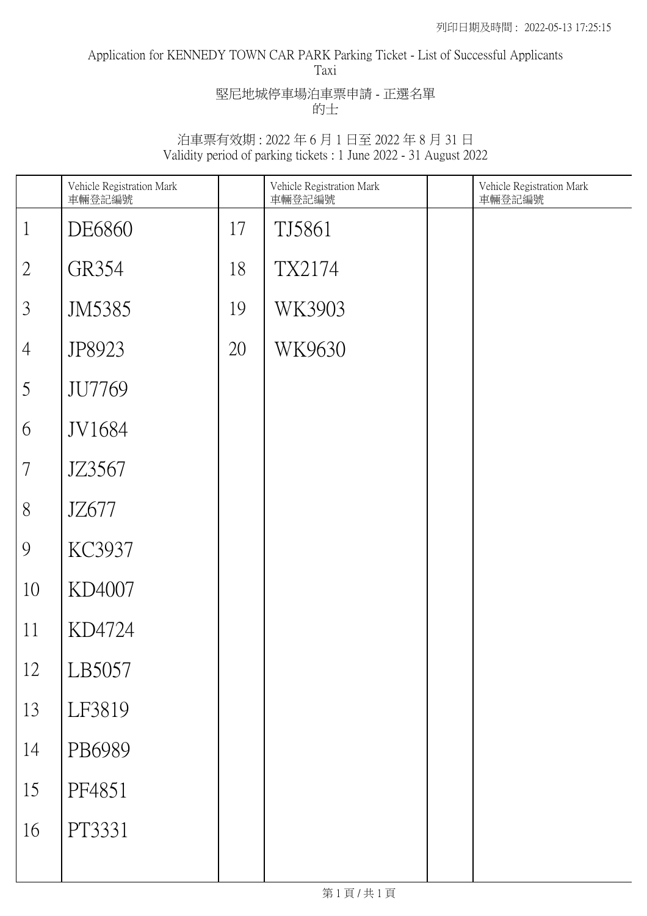Application for KENNEDY TOWN CAR PARK Parking Ticket - List of Successful Applicants
Taxi

堅尼地城停車場泊車票申請 - 正選名單
的士

泊車票有效期 : 2022 年 6 月 1 日至 2022 年 8 月 31 日
Validity period of parking tickets : 1 June 2022 - 31 August 2022

| | Vehicle Registration Mark 車輛登記編號 | | Vehicle Registration Mark 車輛登記編號 | | Vehicle Registration Mark 車輛登記編號 |
|---|---|---|---|---|---|
| 1 | DE6860 | 17 | TJ5861 | | |
| 2 | GR354 | 18 | TX2174 | | |
| 3 | JM5385 | 19 | WK3903 | | |
| 4 | JP8923 | 20 | WK9630 | | |
| 5 | JU7769 | | | | |
| 6 | JV1684 | | | | |
| 7 | JZ3567 | | | | |
| 8 | JZ677 | | | | |
| 9 | KC3937 | | | | |
| 10 | KD4007 | | | | |
| 11 | KD4724 | | | | |
| 12 | LB5057 | | | | |
| 13 | LF3819 | | | | |
| 14 | PB6989 | | | | |
| 15 | PF4851 | | | | |
| 16 | PT3331 | | | | |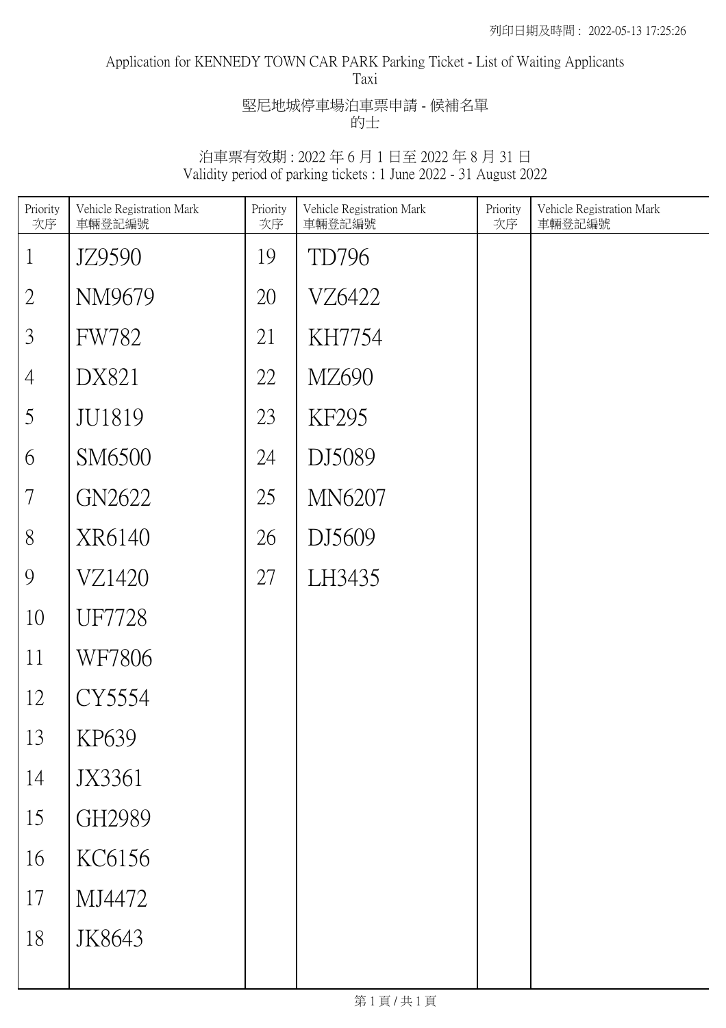列印日期及時間： 2022-05-13 17:25:26

Application for KENNEDY TOWN CAR PARK Parking Ticket - List of Waiting Applicants
Taxi

堅尼地城停車場泊車票申請 - 候補名單
的士

泊車票有效期 : 2022 年 6 月 1 日至 2022 年 8 月 31 日
Validity period of parking tickets : 1 June 2022 - 31 August 2022

| Priority 次序 | Vehicle Registration Mark 車輛登記編號 | Priority 次序 | Vehicle Registration Mark 車輛登記編號 | Priority 次序 | Vehicle Registration Mark 車輛登記編號 |
|---|---|---|---|---|---|
| 1 | JZ9590 | 19 | TD796 | | |
| 2 | NM9679 | 20 | VZ6422 | | |
| 3 | FW782 | 21 | KH7754 | | |
| 4 | DX821 | 22 | MZ690 | | |
| 5 | JU1819 | 23 | KF295 | | |
| 6 | SM6500 | 24 | DJ5089 | | |
| 7 | GN2622 | 25 | MN6207 | | |
| 8 | XR6140 | 26 | DJ5609 | | |
| 9 | VZ1420 | 27 | LH3435 | | |
| 10 | UF7728 | | | | |
| 11 | WF7806 | | | | |
| 12 | CY5554 | | | | |
| 13 | KP639 | | | | |
| 14 | JX3361 | | | | |
| 15 | GH2989 | | | | |
| 16 | KC6156 | | | | |
| 17 | MJ4472 | | | | |
| 18 | JK8643 | | | | |